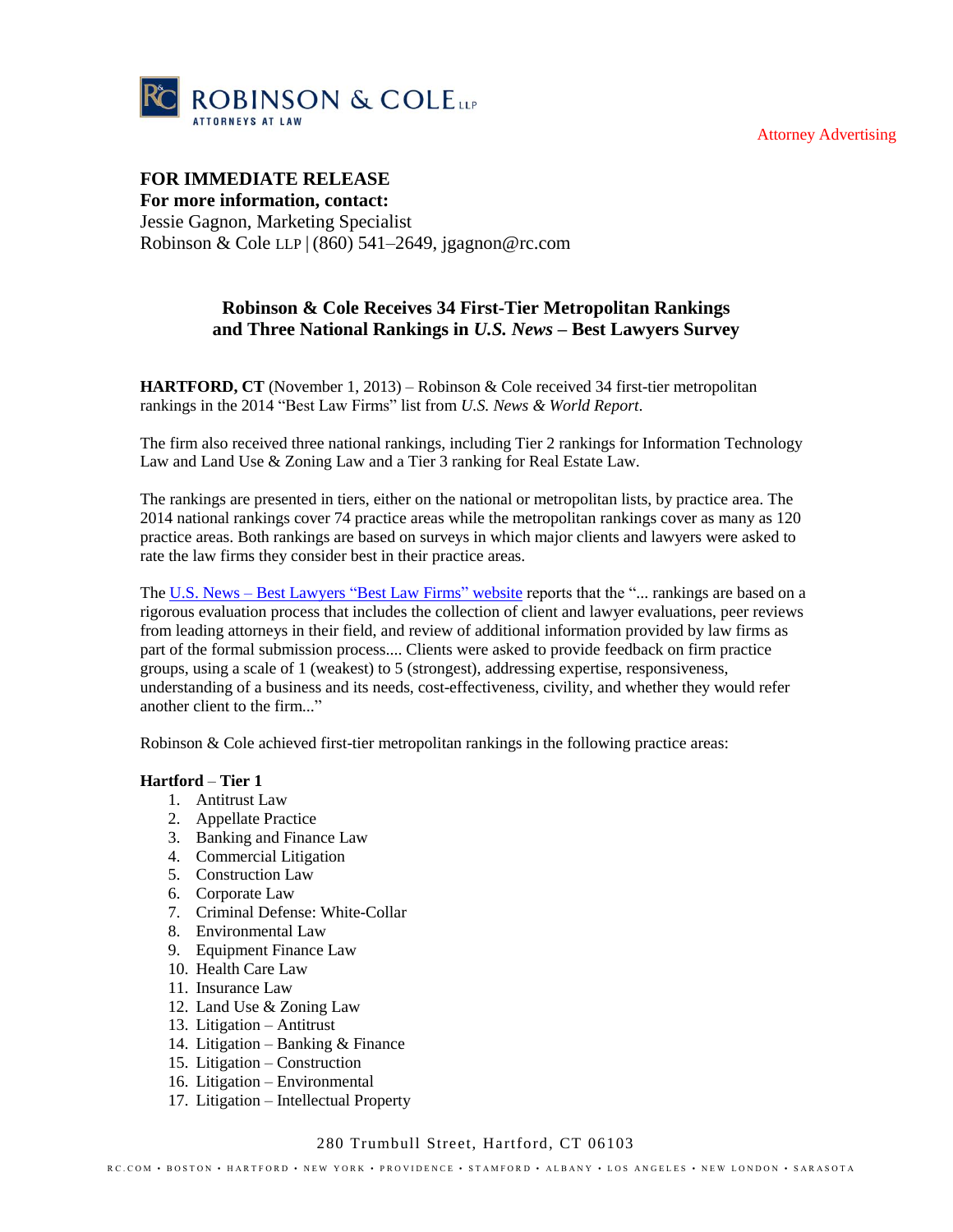ROBINSON & COLE LLP
ATTORNEYS AT LAW

Attorney Advertising

**FOR IMMEDIATE RELEASE**
**For more information, contact:**
Jessie Gagnon, Marketing Specialist
Robinson & Cole LLP | (860) 541–2649, jgagnon@rc.com

## Robinson & Cole Receives 34 First-Tier Metropolitan Rankings and Three National Rankings in *U.S. News* – Best Lawyers Survey

**HARTFORD, CT** (November 1, 2013) – Robinson & Cole received 34 first-tier metropolitan rankings in the 2014 "Best Law Firms" list from *U.S. News & World Report*.

The firm also received three national rankings, including Tier 2 rankings for Information Technology Law and Land Use & Zoning Law and a Tier 3 ranking for Real Estate Law.

The rankings are presented in tiers, either on the national or metropolitan lists, by practice area. The 2014 national rankings cover 74 practice areas while the metropolitan rankings cover as many as 120 practice areas. Both rankings are based on surveys in which major clients and lawyers were asked to rate the law firms they consider best in their practice areas.

The U.S. News – Best Lawyers "Best Law Firms" website reports that the "... rankings are based on a rigorous evaluation process that includes the collection of client and lawyer evaluations, peer reviews from leading attorneys in their field, and review of additional information provided by law firms as part of the formal submission process.... Clients were asked to provide feedback on firm practice groups, using a scale of 1 (weakest) to 5 (strongest), addressing expertise, responsiveness, understanding of a business and its needs, cost-effectiveness, civility, and whether they would refer another client to the firm..."

Robinson & Cole achieved first-tier metropolitan rankings in the following practice areas:

**Hartford – Tier 1**

1. Antitrust Law
2. Appellate Practice
3. Banking and Finance Law
4. Commercial Litigation
5. Construction Law
6. Corporate Law
7. Criminal Defense: White-Collar
8. Environmental Law
9. Equipment Finance Law
10. Health Care Law
11. Insurance Law
12. Land Use & Zoning Law
13. Litigation – Antitrust
14. Litigation – Banking & Finance
15. Litigation – Construction
16. Litigation – Environmental
17. Litigation – Intellectual Property

280 Trumbull Street, Hartford, CT 06103

RC.COM • BOSTON • HARTFORD • NEW YORK • PROVIDENCE • STAMFORD • ALBANY • LOS ANGELES • NEW LONDON • SARASOTA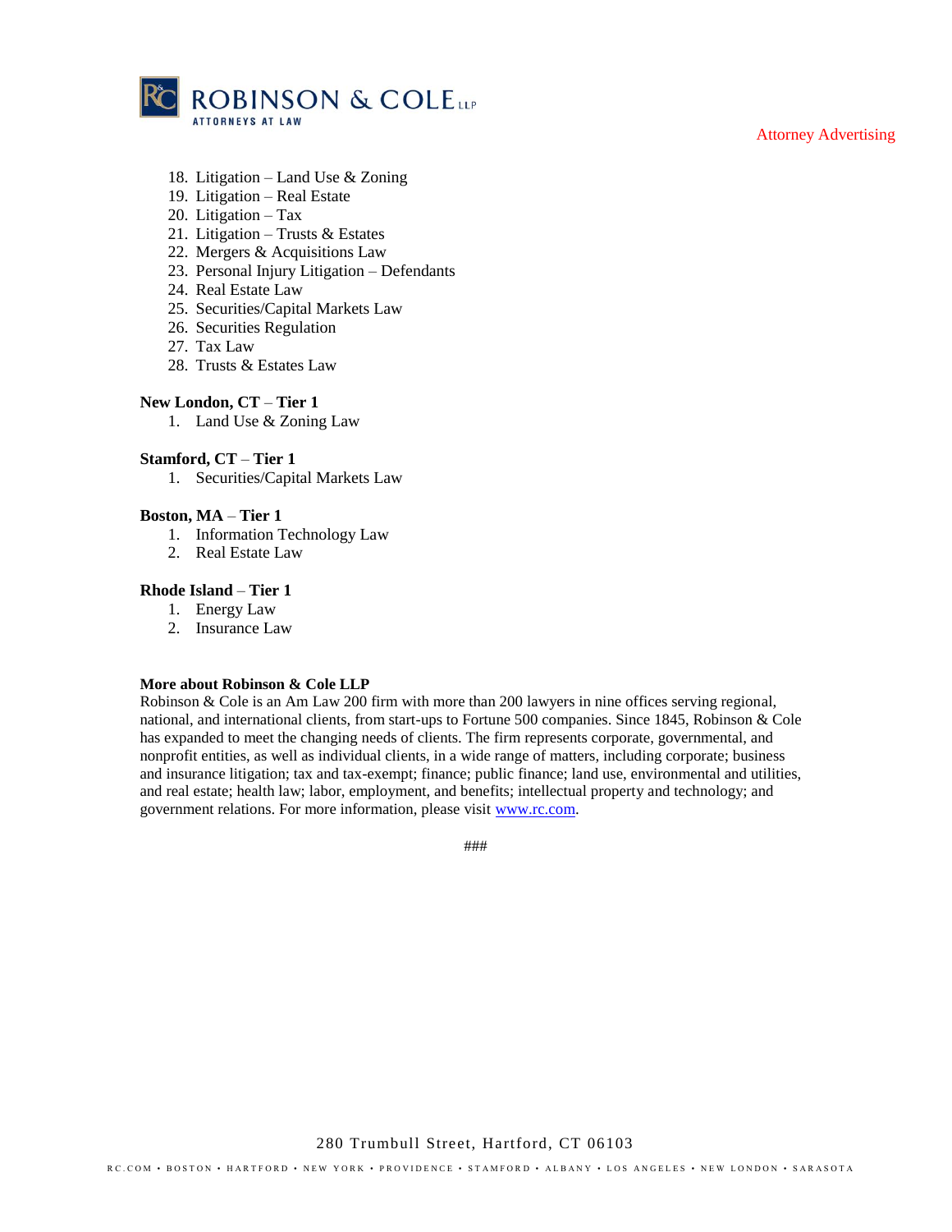18. Litigation – Land Use & Zoning
19. Litigation – Real Estate
20. Litigation – Tax
21. Litigation – Trusts & Estates
22. Mergers & Acquisitions Law
23. Personal Injury Litigation – Defendants
24. Real Estate Law
25. Securities/Capital Markets Law
26. Securities Regulation
27. Tax Law
28. Trusts & Estates Law

**New London, CT** – **Tier 1**

1. Land Use & Zoning Law

**Stamford, CT** – **Tier 1**

1. Securities/Capital Markets Law

**Boston, MA** – **Tier 1**

1. Information Technology Law
2. Real Estate Law

**Rhode Island** – **Tier 1**

1. Energy Law
2. Insurance Law

**More about Robinson & Cole LLP**

Robinson & Cole is an Am Law 200 firm with more than 200 lawyers in nine offices serving regional, national, and international clients, from start-ups to Fortune 500 companies. Since 1845, Robinson & Cole has expanded to meet the changing needs of clients. The firm represents corporate, governmental, and nonprofit entities, as well as individual clients, in a wide range of matters, including corporate; business and insurance litigation; tax and tax-exempt; finance; public finance; land use, environmental and utilities, and real estate; health law; labor, employment, and benefits; intellectual property and technology; and government relations. For more information, please visit www.rc.com.

###